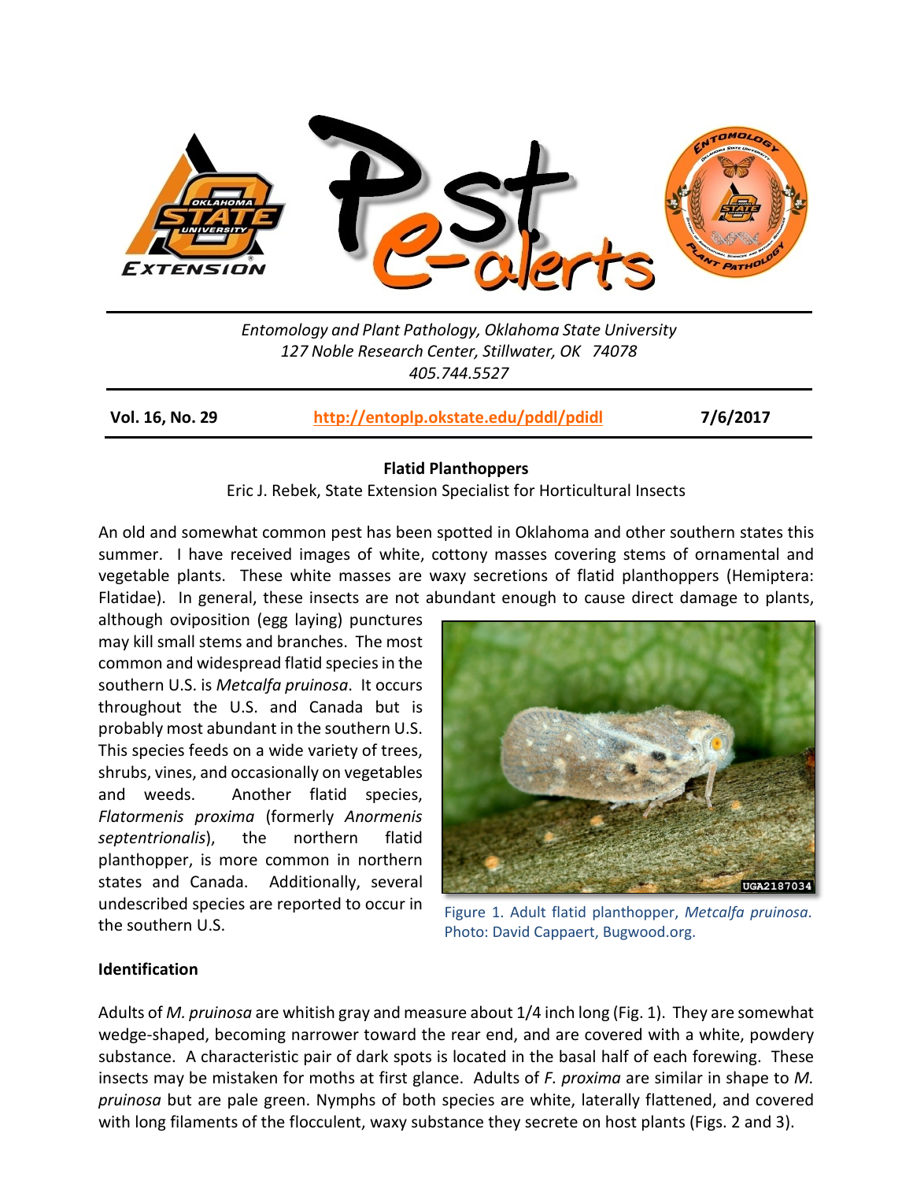Entomology and Plant Pathology, Oklahoma State University
127 Noble Research Center, Stillwater, OK 74078
405.744.5527

**Vol. 16, No. 29** | **http://entoplp.okstate.edu/pddl/pdidl** | **7/6/2017**

## Flatid Planthoppers

Eric J. Rebek, State Extension Specialist for Horticultural Insects

An old and somewhat common pest has been spotted in Oklahoma and other southern states this summer. I have received images of white, cottony masses covering stems of ornamental and vegetable plants. These white masses are waxy secretions of flatid planthoppers (Hemiptera: Flatidae). In general, these insects are not abundant enough to cause direct damage to plants, although oviposition (egg laying) punctures may kill small stems and branches. The most common and widespread flatid species in the southern U.S. is *Metcalfa pruinosa*. It occurs throughout the U.S. and Canada but is probably most abundant in the southern U.S. This species feeds on a wide variety of trees, shrubs, vines, and occasionally on vegetables and weeds. Another flatid species, *Flatormenis proxima* (formerly *Anormenis septentrionalis*), the northern flatid planthopper, is more common in northern states and Canada. Additionally, several undescribed species are reported to occur in the southern U.S.

Figure 1. Adult flatid planthopper, *Metcalfa pruinosa*. Photo: David Cappaert, Bugwood.org.

### Identification

Adults of *M. pruinosa* are whitish gray and measure about 1/4 inch long (Fig. 1). They are somewhat wedge-shaped, becoming narrower toward the rear end, and are covered with a white, powdery substance. A characteristic pair of dark spots is located in the basal half of each forewing. These insects may be mistaken for moths at first glance. Adults of *F. proxima* are similar in shape to *M. pruinosa* but are pale green. Nymphs of both species are white, laterally flattened, and covered with long filaments of the flocculent, waxy substance they secrete on host plants (Figs. 2 and 3).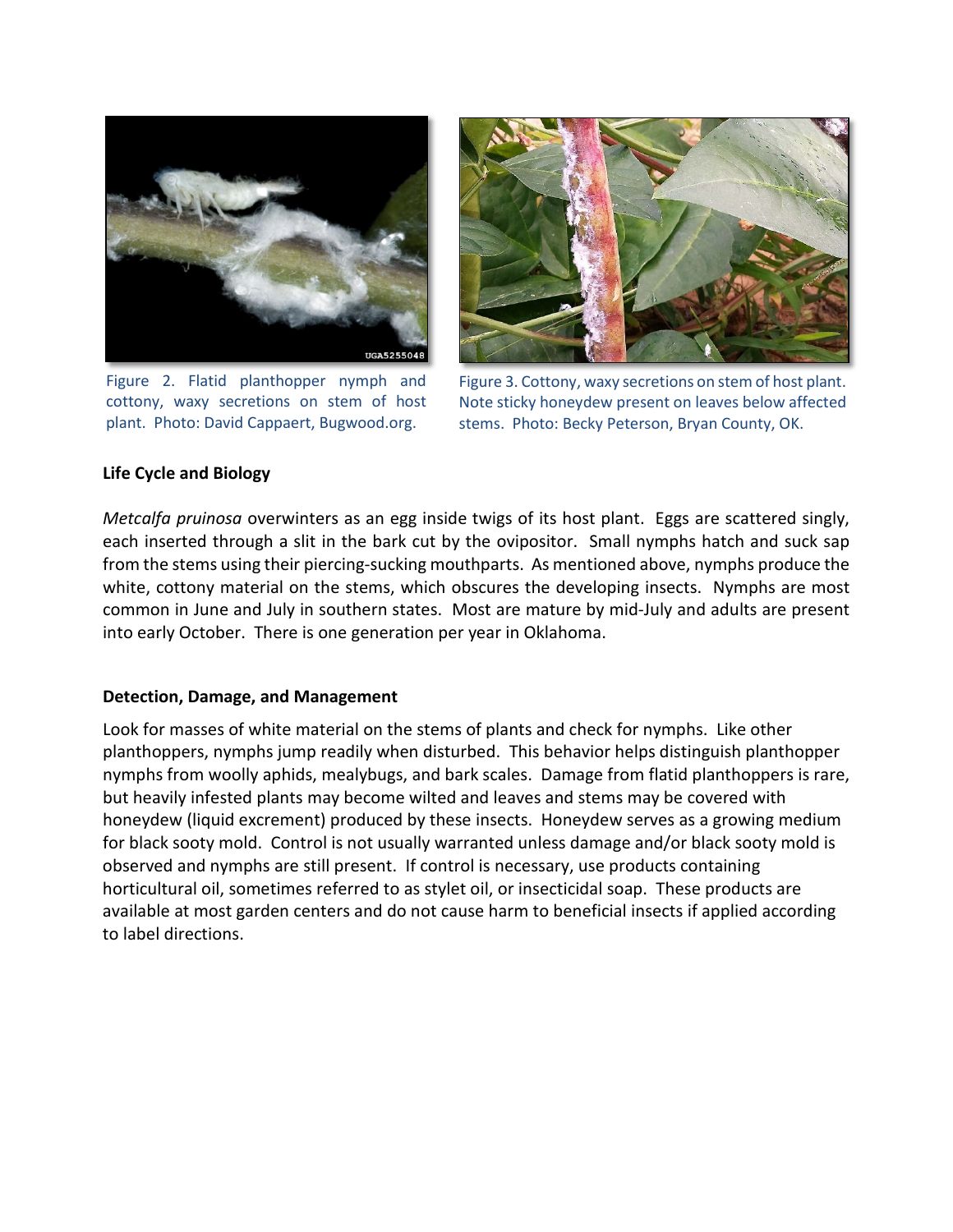Figure 2. Flatid planthopper nymph and cottony, waxy secretions on stem of host plant. Photo: David Cappaert, Bugwood.org.

Figure 3. Cottony, waxy secretions on stem of host plant. Note sticky honeydew present on leaves below affected stems. Photo: Becky Peterson, Bryan County, OK.

**Life Cycle and Biology**

*Metcalfa pruinosa* overwinters as an egg inside twigs of its host plant. Eggs are scattered singly, each inserted through a slit in the bark cut by the ovipositor. Small nymphs hatch and suck sap from the stems using their piercing-sucking mouthparts. As mentioned above, nymphs produce the white, cottony material on the stems, which obscures the developing insects. Nymphs are most common in June and July in southern states. Most are mature by mid-July and adults are present into early October. There is one generation per year in Oklahoma.

**Detection, Damage, and Management**

Look for masses of white material on the stems of plants and check for nymphs. Like other planthoppers, nymphs jump readily when disturbed. This behavior helps distinguish planthopper nymphs from woolly aphids, mealybugs, and bark scales. Damage from flatid planthoppers is rare, but heavily infested plants may become wilted and leaves and stems may be covered with honeydew (liquid excrement) produced by these insects. Honeydew serves as a growing medium for black sooty mold. Control is not usually warranted unless damage and/or black sooty mold is observed and nymphs are still present. If control is necessary, use products containing horticultural oil, sometimes referred to as stylet oil, or insecticidal soap. These products are available at most garden centers and do not cause harm to beneficial insects if applied according to label directions.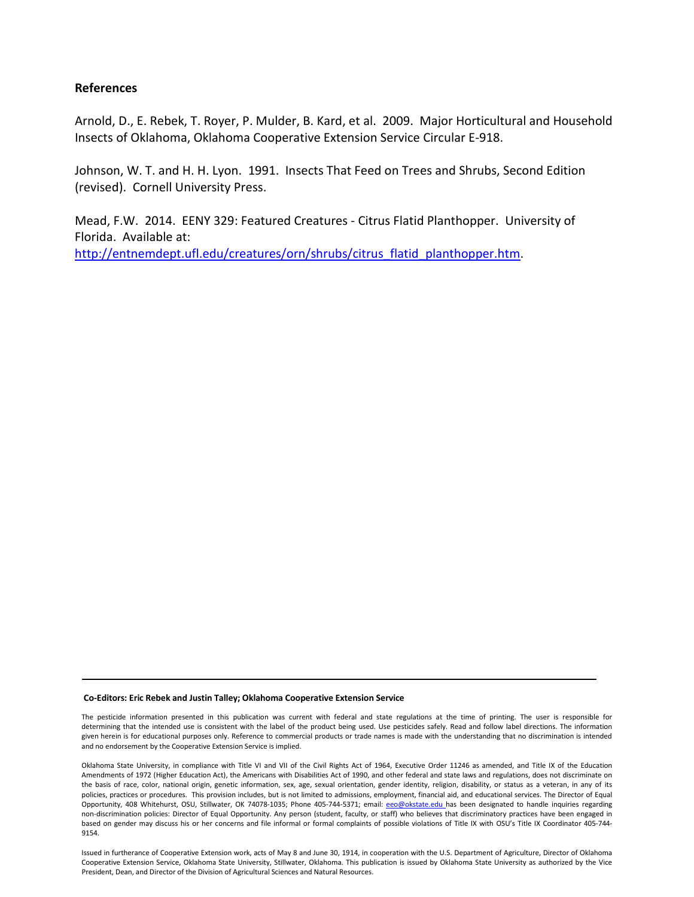## References

Arnold, D., E. Rebek, T. Royer, P. Mulder, B. Kard, et al. 2009. Major Horticultural and Household Insects of Oklahoma, Oklahoma Cooperative Extension Service Circular E-918.

Johnson, W. T. and H. H. Lyon. 1991. Insects That Feed on Trees and Shrubs, Second Edition (revised). Cornell University Press.

Mead, F.W. 2014. EENY 329: Featured Creatures - Citrus Flatid Planthopper. University of Florida. Available at: http://entnemdept.ufl.edu/creatures/orn/shrubs/citrus_flatid_planthopper.htm.

---

**Co-Editors: Eric Rebek and Justin Talley; Oklahoma Cooperative Extension Service**

The pesticide information presented in this publication was current with federal and state regulations at the time of printing. The user is responsible for determining that the intended use is consistent with the label of the product being used. Use pesticides safely. Read and follow label directions. The information given herein is for educational purposes only. Reference to commercial products or trade names is made with the understanding that no discrimination is intended and no endorsement by the Cooperative Extension Service is implied.

Oklahoma State University, in compliance with Title VI and VII of the Civil Rights Act of 1964, Executive Order 11246 as amended, and Title IX of the Education Amendments of 1972 (Higher Education Act), the Americans with Disabilities Act of 1990, and other federal and state laws and regulations, does not discriminate on the basis of race, color, national origin, genetic information, sex, age, sexual orientation, gender identity, religion, disability, or status as a veteran, in any of its policies, practices or procedures. This provision includes, but is not limited to admissions, employment, financial aid, and educational services. The Director of Equal Opportunity, 408 Whitehurst, OSU, Stillwater, OK 74078-1035; Phone 405-744-5371; email: eeo@okstate.edu has been designated to handle inquiries regarding non-discrimination policies: Director of Equal Opportunity. Any person (student, faculty, or staff) who believes that discriminatory practices have been engaged in based on gender may discuss his or her concerns and file informal or formal complaints of possible violations of Title IX with OSU's Title IX Coordinator 405-744-9154.

Issued in furtherance of Cooperative Extension work, acts of May 8 and June 30, 1914, in cooperation with the U.S. Department of Agriculture, Director of Oklahoma Cooperative Extension Service, Oklahoma State University, Stillwater, Oklahoma. This publication is issued by Oklahoma State University as authorized by the Vice President, Dean, and Director of the Division of Agricultural Sciences and Natural Resources.